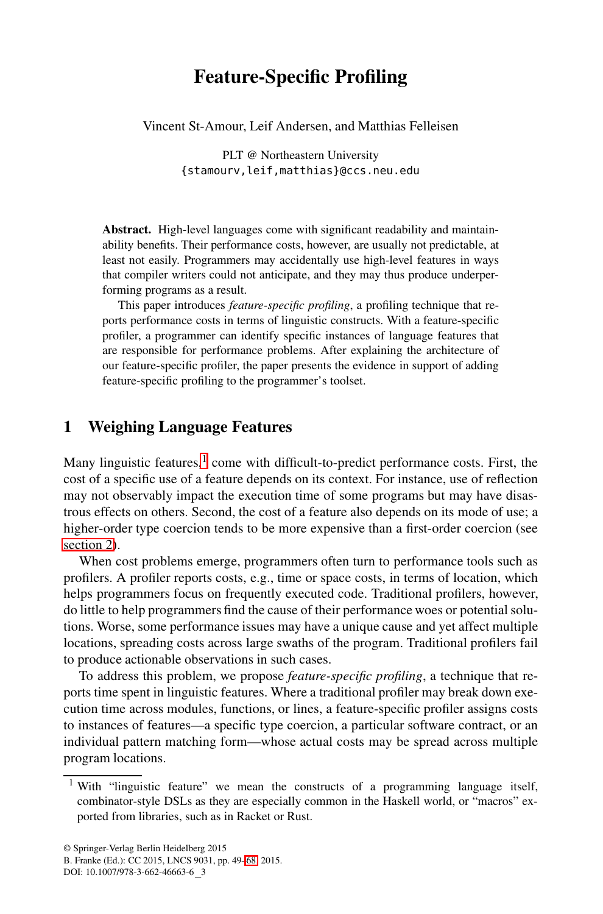# Feature-Specific Profiling

Vincent St-Amour, Leif Andersen, and Matthias Felleisen

PLT @ Northeastern University
{stamourv,leif,matthias}@ccs.neu.edu

**Abstract.** High-level languages come with significant readability and maintainability benefits. Their performance costs, however, are usually not predictable, at least not easily. Programmers may accidentally use high-level features in ways that compiler writers could not anticipate, and they may thus produce underperforming programs as a result.

This paper introduces *feature-specific profiling*, a profiling technique that reports performance costs in terms of linguistic constructs. With a feature-specific profiler, a programmer can identify specific instances of language features that are responsible for performance problems. After explaining the architecture of our feature-specific profiler, the paper presents the evidence in support of adding feature-specific profiling to the programmer's toolset.

## 1 Weighing Language Features

Many linguistic features[1] come with difficult-to-predict performance costs. First, the cost of a specific use of a feature depends on its context. For instance, use of reflection may not observably impact the execution time of some programs but may have disastrous effects on others. Second, the cost of a feature also depends on its mode of use; a higher-order type coercion tends to be more expensive than a first-order coercion (see section 2).

When cost problems emerge, programmers often turn to performance tools such as profilers. A profiler reports costs, e.g., time or space costs, in terms of location, which helps programmers focus on frequently executed code. Traditional profilers, however, do little to help programmers find the cause of their performance woes or potential solutions. Worse, some performance issues may have a unique cause and yet affect multiple locations, spreading costs across large swaths of the program. Traditional profilers fail to produce actionable observations in such cases.

To address this problem, we propose *feature-specific profiling*, a technique that reports time spent in linguistic features. Where a traditional profiler may break down execution time across modules, functions, or lines, a feature-specific profiler assigns costs to instances of features—a specific type coercion, a particular software contract, or an individual pattern matching form—whose actual costs may be spread across multiple program locations.

[1] With "linguistic feature" we mean the constructs of a programming language itself, combinator-style DSLs as they are especially common in the Haskell world, or "macros" exported from libraries, such as in Racket or Rust.

© Springer-Verlag Berlin Heidelberg 2015
B. Franke (Ed.): CC 2015, LNCS 9031, pp. 49–68, 2015.
DOI: 10.1007/978-3-662-46663-6_3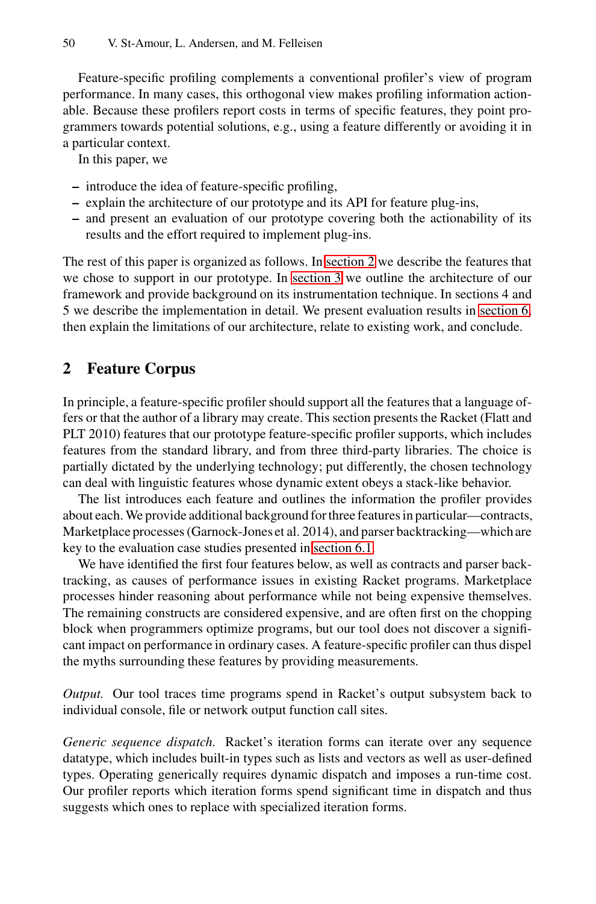Feature-specific profiling complements a conventional profiler's view of program performance. In many cases, this orthogonal view makes profiling information actionable. Because these profilers report costs in terms of specific features, they point programmers towards potential solutions, e.g., using a feature differently or avoiding it in a particular context.

In this paper, we

- introduce the idea of feature-specific profiling,
- explain the architecture of our prototype and its API for feature plug-ins,
- and present an evaluation of our prototype covering both the actionability of its results and the effort required to implement plug-ins.

The rest of this paper is organized as follows. In section 2 we describe the features that we chose to support in our prototype. In section 3 we outline the architecture of our framework and provide background on its instrumentation technique. In sections 4 and 5 we describe the implementation in detail. We present evaluation results in section 6, then explain the limitations of our architecture, relate to existing work, and conclude.

## 2 Feature Corpus

In principle, a feature-specific profiler should support all the features that a language offers or that the author of a library may create. This section presents the Racket (Flatt and PLT 2010) features that our prototype feature-specific profiler supports, which includes features from the standard library, and from three third-party libraries. The choice is partially dictated by the underlying technology; put differently, the chosen technology can deal with linguistic features whose dynamic extent obeys a stack-like behavior.

The list introduces each feature and outlines the information the profiler provides about each. We provide additional background for three features in particular—contracts, Marketplace processes (Garnock-Jones et al. 2014), and parser backtracking—which are key to the evaluation case studies presented in section 6.1.

We have identified the first four features below, as well as contracts and parser backtracking, as causes of performance issues in existing Racket programs. Marketplace processes hinder reasoning about performance while not being expensive themselves. The remaining constructs are considered expensive, and are often first on the chopping block when programmers optimize programs, but our tool does not discover a significant impact on performance in ordinary cases. A feature-specific profiler can thus dispel the myths surrounding these features by providing measurements.

*Output.* Our tool traces time programs spend in Racket's output subsystem back to individual console, file or network output function call sites.

*Generic sequence dispatch.* Racket's iteration forms can iterate over any sequence datatype, which includes built-in types such as lists and vectors as well as user-defined types. Operating generically requires dynamic dispatch and imposes a run-time cost. Our profiler reports which iteration forms spend significant time in dispatch and thus suggests which ones to replace with specialized iteration forms.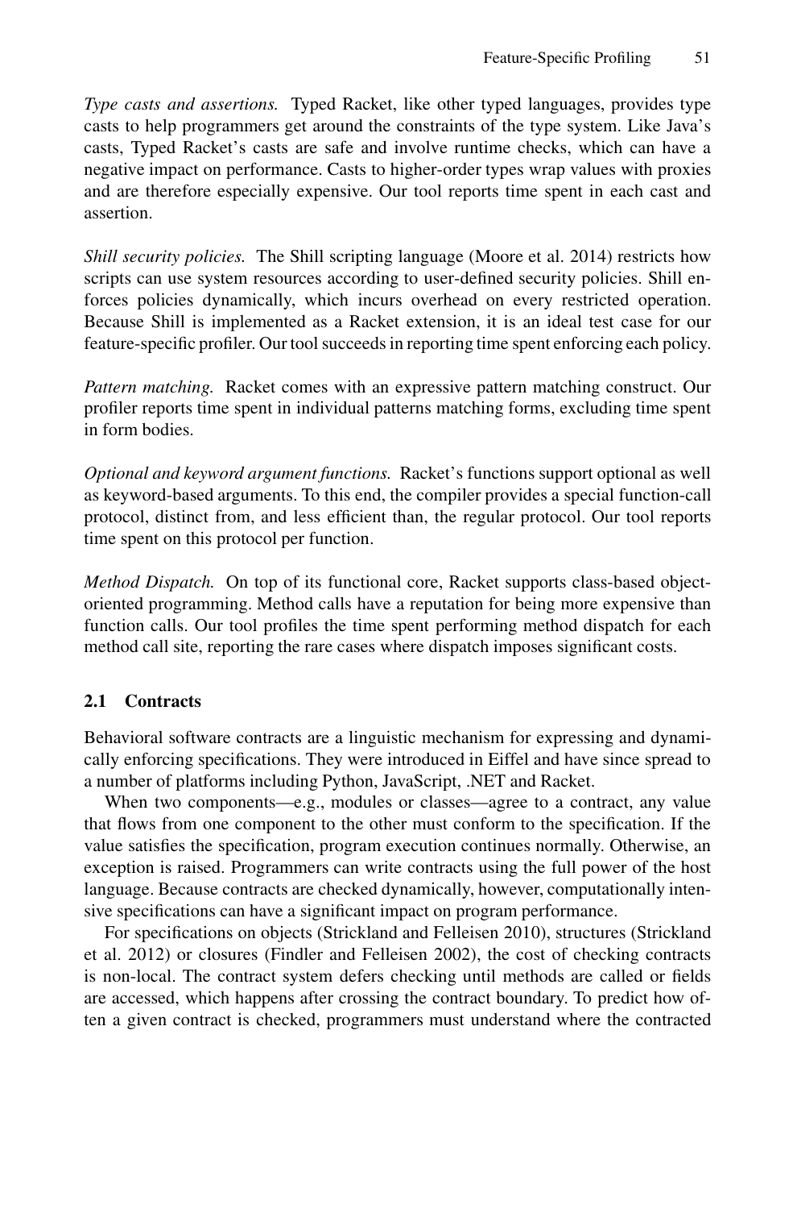*Type casts and assertions.* Typed Racket, like other typed languages, provides type casts to help programmers get around the constraints of the type system. Like Java's casts, Typed Racket's casts are safe and involve runtime checks, which can have a negative impact on performance. Casts to higher-order types wrap values with proxies and are therefore especially expensive. Our tool reports time spent in each cast and assertion.

*Shill security policies.* The Shill scripting language (Moore et al. 2014) restricts how scripts can use system resources according to user-defined security policies. Shill enforces policies dynamically, which incurs overhead on every restricted operation. Because Shill is implemented as a Racket extension, it is an ideal test case for our feature-specific profiler. Our tool succeeds in reporting time spent enforcing each policy.

*Pattern matching.* Racket comes with an expressive pattern matching construct. Our profiler reports time spent in individual patterns matching forms, excluding time spent in form bodies.

*Optional and keyword argument functions.* Racket's functions support optional as well as keyword-based arguments. To this end, the compiler provides a special function-call protocol, distinct from, and less efficient than, the regular protocol. Our tool reports time spent on this protocol per function.

*Method Dispatch.* On top of its functional core, Racket supports class-based object-oriented programming. Method calls have a reputation for being more expensive than function calls. Our tool profiles the time spent performing method dispatch for each method call site, reporting the rare cases where dispatch imposes significant costs.

### 2.1 Contracts

Behavioral software contracts are a linguistic mechanism for expressing and dynamically enforcing specifications. They were introduced in Eiffel and have since spread to a number of platforms including Python, JavaScript, .NET and Racket.

When two components—e.g., modules or classes—agree to a contract, any value that flows from one component to the other must conform to the specification. If the value satisfies the specification, program execution continues normally. Otherwise, an exception is raised. Programmers can write contracts using the full power of the host language. Because contracts are checked dynamically, however, computationally intensive specifications can have a significant impact on program performance.

For specifications on objects (Strickland and Felleisen 2010), structures (Strickland et al. 2012) or closures (Findler and Felleisen 2002), the cost of checking contracts is non-local. The contract system defers checking until methods are called or fields are accessed, which happens after crossing the contract boundary. To predict how often a given contract is checked, programmers must understand where the contracted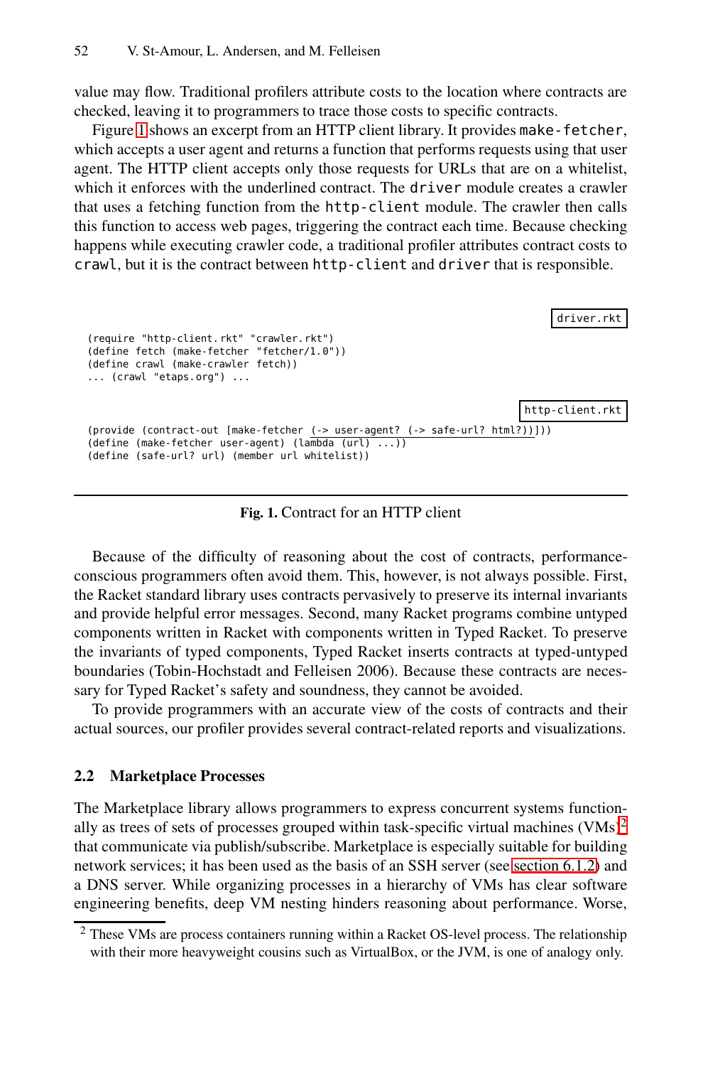value may flow. Traditional profilers attribute costs to the location where contracts are checked, leaving it to programmers to trace those costs to specific contracts.

Figure 1 shows an excerpt from an HTTP client library. It provides `make-fetcher`, which accepts a user agent and returns a function that performs requests using that user agent. The HTTP client accepts only those requests for URLs that are on a whitelist, which it enforces with the underlined contract. The `driver` module creates a crawler that uses a fetching function from the `http-client` module. The crawler then calls this function to access web pages, triggering the contract each time. Because checking happens while executing crawler code, a traditional profiler attributes contract costs to `crawl`, but it is the contract between `http-client` and `driver` that is responsible.

driver.rkt

```
(require "http-client.rkt" "crawler.rkt")
(define fetch (make-fetcher "fetcher/1.0"))
(define crawl (make-crawler fetch))
... (crawl "etaps.org") ...
```

http-client.rkt

```
(provide (contract-out [make-fetcher (-> user-agent? (-> safe-url? html?))]))
(define (make-fetcher user-agent) (lambda (url) ...))
(define (safe-url? url) (member url whitelist))
```

**Fig. 1.** Contract for an HTTP client

Because of the difficulty of reasoning about the cost of contracts, performance-conscious programmers often avoid them. This, however, is not always possible. First, the Racket standard library uses contracts pervasively to preserve its internal invariants and provide helpful error messages. Second, many Racket programs combine untyped components written in Racket with components written in Typed Racket. To preserve the invariants of typed components, Typed Racket inserts contracts at typed-untyped boundaries (Tobin-Hochstadt and Felleisen 2006). Because these contracts are necessary for Typed Racket's safety and soundness, they cannot be avoided.

To provide programmers with an accurate view of the costs of contracts and their actual sources, our profiler provides several contract-related reports and visualizations.

### 2.2 Marketplace Processes

The Marketplace library allows programmers to express concurrent systems functionally as trees of sets of processes grouped within task-specific virtual machines (VMs)[2] that communicate via publish/subscribe. Marketplace is especially suitable for building network services; it has been used as the basis of an SSH server (see section 6.1.2) and a DNS server. While organizing processes in a hierarchy of VMs has clear software engineering benefits, deep VM nesting hinders reasoning about performance. Worse,

[2] These VMs are process containers running within a Racket OS-level process. The relationship with their more heavyweight cousins such as VirtualBox, or the JVM, is one of analogy only.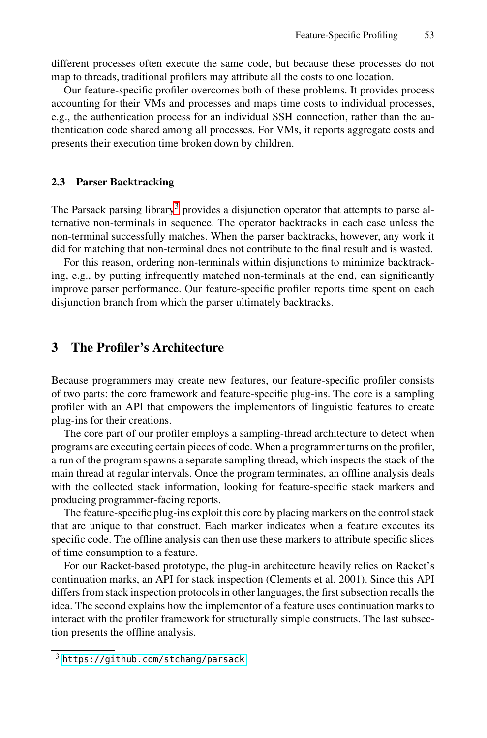different processes often execute the same code, but because these processes do not map to threads, traditional profilers may attribute all the costs to one location.

Our feature-specific profiler overcomes both of these problems. It provides process accounting for their VMs and processes and maps time costs to individual processes, e.g., the authentication process for an individual SSH connection, rather than the authentication code shared among all processes. For VMs, it reports aggregate costs and presents their execution time broken down by children.

### 2.3 Parser Backtracking

The Parsack parsing library[3] provides a disjunction operator that attempts to parse alternative non-terminals in sequence. The operator backtracks in each case unless the non-terminal successfully matches. When the parser backtracks, however, any work it did for matching that non-terminal does not contribute to the final result and is wasted.

For this reason, ordering non-terminals within disjunctions to minimize backtracking, e.g., by putting infrequently matched non-terminals at the end, can significantly improve parser performance. Our feature-specific profiler reports time spent on each disjunction branch from which the parser ultimately backtracks.

## 3 The Profiler's Architecture

Because programmers may create new features, our feature-specific profiler consists of two parts: the core framework and feature-specific plug-ins. The core is a sampling profiler with an API that empowers the implementors of linguistic features to create plug-ins for their creations.

The core part of our profiler employs a sampling-thread architecture to detect when programs are executing certain pieces of code. When a programmer turns on the profiler, a run of the program spawns a separate sampling thread, which inspects the stack of the main thread at regular intervals. Once the program terminates, an offline analysis deals with the collected stack information, looking for feature-specific stack markers and producing programmer-facing reports.

The feature-specific plug-ins exploit this core by placing markers on the control stack that are unique to that construct. Each marker indicates when a feature executes its specific code. The offline analysis can then use these markers to attribute specific slices of time consumption to a feature.

For our Racket-based prototype, the plug-in architecture heavily relies on Racket's continuation marks, an API for stack inspection (Clements et al. 2001). Since this API differs from stack inspection protocols in other languages, the first subsection recalls the idea. The second explains how the implementor of a feature uses continuation marks to interact with the profiler framework for structurally simple constructs. The last subsection presents the offline analysis.

[3] `https://github.com/stchang/parsack`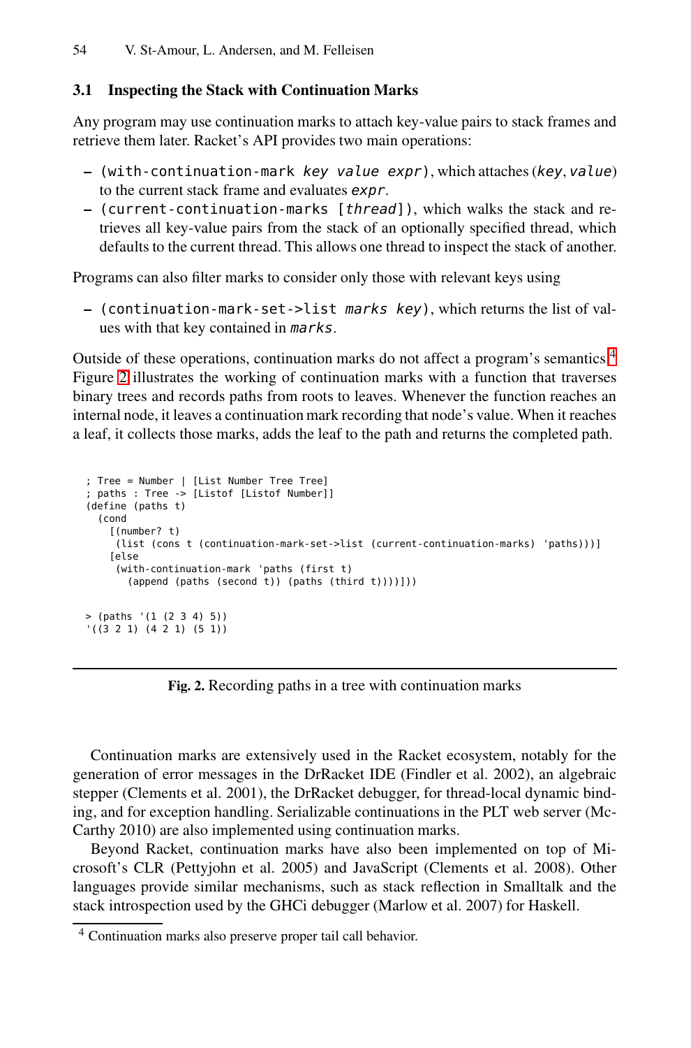### 3.1 Inspecting the Stack with Continuation Marks

Any program may use continuation marks to attach key-value pairs to stack frames and retrieve them later. Racket's API provides two main operations:

- `(with-continuation-mark key value expr)`, which attaches (*key*, *value*) to the current stack frame and evaluates *expr*.
- `(current-continuation-marks [thread])`, which walks the stack and retrieves all key-value pairs from the stack of an optionally specified thread, which defaults to the current thread. This allows one thread to inspect the stack of another.

Programs can also filter marks to consider only those with relevant keys using

- `(continuation-mark-set->list marks key)`, which returns the list of values with that key contained in *marks*.

Outside of these operations, continuation marks do not affect a program's semantics.[4] Figure 2 illustrates the working of continuation marks with a function that traverses binary trees and records paths from roots to leaves. Whenever the function reaches an internal node, it leaves a continuation mark recording that node's value. When it reaches a leaf, it collects those marks, adds the leaf to the path and returns the completed path.

```
; Tree = Number | [List Number Tree Tree]
; paths : Tree -> [Listof [Listof Number]]
(define (paths t)
  (cond
    [(number? t)
     (list (cons t (continuation-mark-set->list (current-continuation-marks) 'paths)))]
    [else
     (with-continuation-mark 'paths (first t)
       (append (paths (second t)) (paths (third t))))]))

> (paths '(1 (2 3 4) 5))
'((3 2 1) (4 2 1) (5 1))
```

**Fig. 2.** Recording paths in a tree with continuation marks

Continuation marks are extensively used in the Racket ecosystem, notably for the generation of error messages in the DrRacket IDE (Findler et al. 2002), an algebraic stepper (Clements et al. 2001), the DrRacket debugger, for thread-local dynamic binding, and for exception handling. Serializable continuations in the PLT web server (McCarthy 2010) are also implemented using continuation marks.

Beyond Racket, continuation marks have also been implemented on top of Microsoft's CLR (Pettyjohn et al. 2005) and JavaScript (Clements et al. 2008). Other languages provide similar mechanisms, such as stack reflection in Smalltalk and the stack introspection used by the GHCi debugger (Marlow et al. 2007) for Haskell.

---

[4] Continuation marks also preserve proper tail call behavior.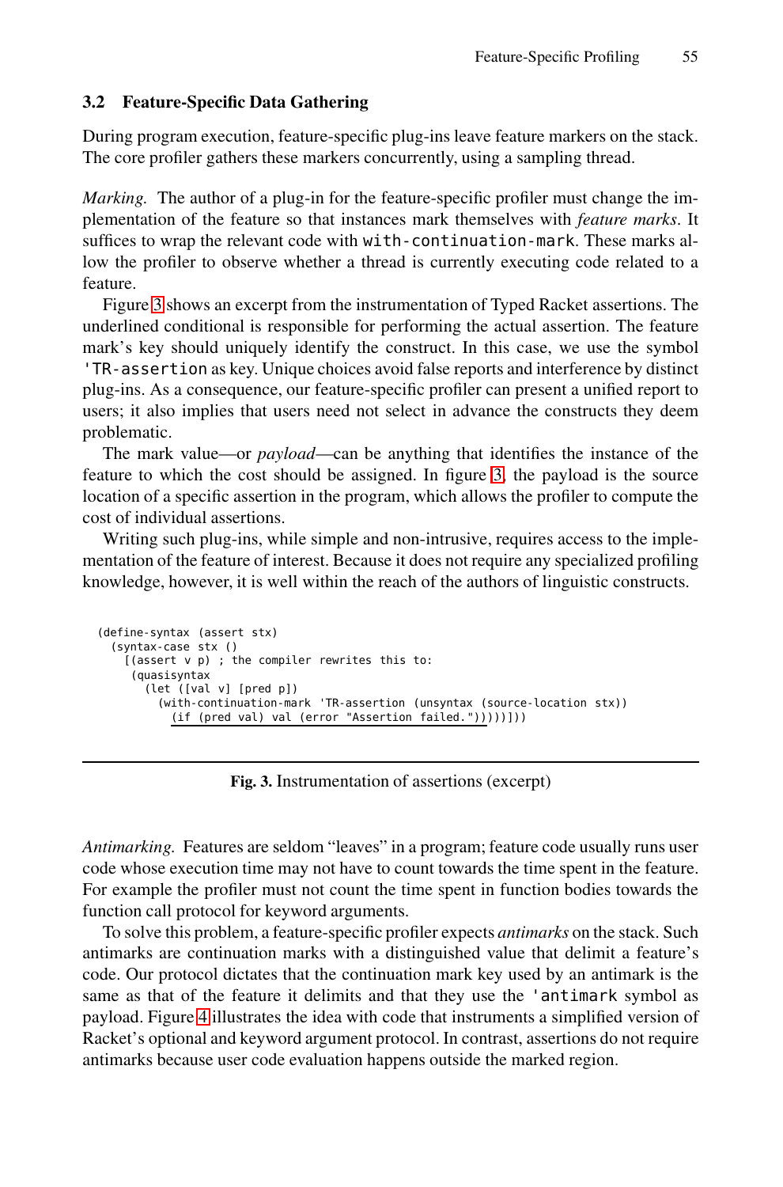### 3.2 Feature-Specific Data Gathering

During program execution, feature-specific plug-ins leave feature markers on the stack. The core profiler gathers these markers concurrently, using a sampling thread.

*Marking.* The author of a plug-in for the feature-specific profiler must change the implementation of the feature so that instances mark themselves with *feature marks*. It suffices to wrap the relevant code with `with-continuation-mark`. These marks allow the profiler to observe whether a thread is currently executing code related to a feature.

Figure 3 shows an excerpt from the instrumentation of Typed Racket assertions. The underlined conditional is responsible for performing the actual assertion. The feature mark's key should uniquely identify the construct. In this case, we use the symbol `'TR-assertion` as key. Unique choices avoid false reports and interference by distinct plug-ins. As a consequence, our feature-specific profiler can present a unified report to users; it also implies that users need not select in advance the constructs they deem problematic.

The mark value—or *payload*—can be anything that identifies the instance of the feature to which the cost should be assigned. In figure 3, the payload is the source location of a specific assertion in the program, which allows the profiler to compute the cost of individual assertions.

Writing such plug-ins, while simple and non-intrusive, requires access to the implementation of the feature of interest. Because it does not require any specialized profiling knowledge, however, it is well within the reach of the authors of linguistic constructs.

```
(define-syntax (assert stx)
  (syntax-case stx ()
    [(assert v p) ; the compiler rewrites this to:
     (quasisyntax
       (let ([val v] [pred p])
         (with-continuation-mark 'TR-assertion (unsyntax (source-location stx))
           (if (pred val) val (error "Assertion failed."))))))]))
```

**Fig. 3.** Instrumentation of assertions (excerpt)

*Antimarking.* Features are seldom "leaves" in a program; feature code usually runs user code whose execution time may not have to count towards the time spent in the feature. For example the profiler must not count the time spent in function bodies towards the function call protocol for keyword arguments.

To solve this problem, a feature-specific profiler expects *antimarks* on the stack. Such antimarks are continuation marks with a distinguished value that delimit a feature's code. Our protocol dictates that the continuation mark key used by an antimark is the same as that of the feature it delimits and that they use the `'antimark` symbol as payload. Figure 4 illustrates the idea with code that instruments a simplified version of Racket's optional and keyword argument protocol. In contrast, assertions do not require antimarks because user code evaluation happens outside the marked region.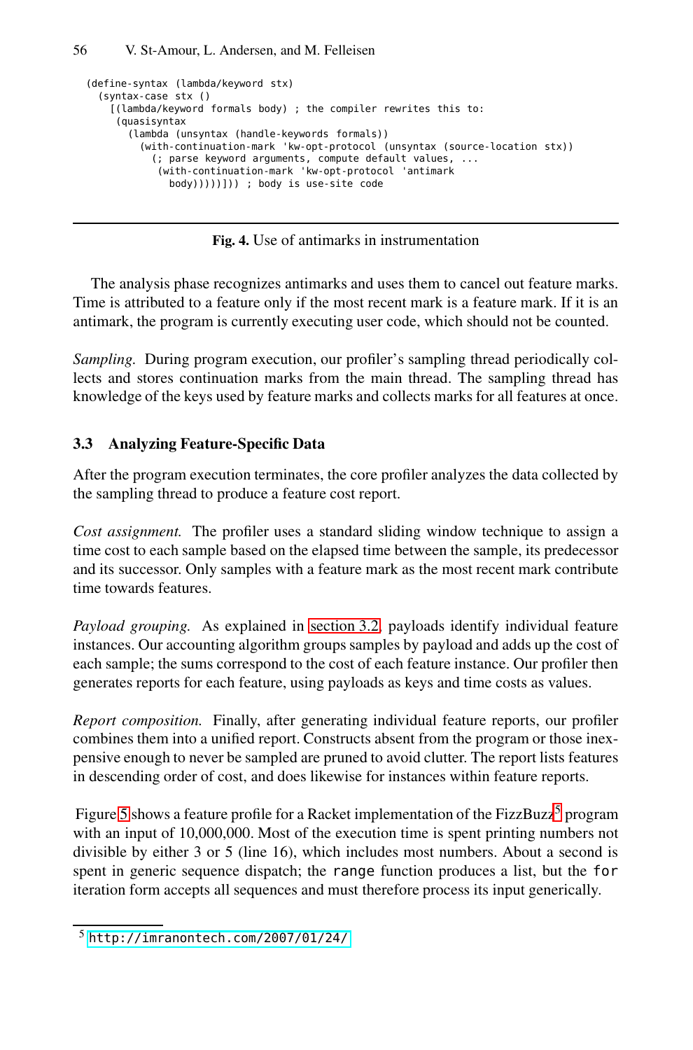```
(define-syntax (lambda/keyword stx)
  (syntax-case stx ()
    [(lambda/keyword formals body) ; the compiler rewrites this to:
     (quasisyntax
       (lambda (unsyntax (handle-keywords formals))
         (with-continuation-mark 'kw-opt-protocol (unsyntax (source-location stx))
           (; parse keyword arguments, compute default values, ...
            (with-continuation-mark 'kw-opt-protocol 'antimark
              body)))))])) ; body is use-site code
```

**Fig. 4.** Use of antimarks in instrumentation

The analysis phase recognizes antimarks and uses them to cancel out feature marks. Time is attributed to a feature only if the most recent mark is a feature mark. If it is an antimark, the program is currently executing user code, which should not be counted.

*Sampling.* During program execution, our profiler's sampling thread periodically collects and stores continuation marks from the main thread. The sampling thread has knowledge of the keys used by feature marks and collects marks for all features at once.

### 3.3 Analyzing Feature-Specific Data

After the program execution terminates, the core profiler analyzes the data collected by the sampling thread to produce a feature cost report.

*Cost assignment.* The profiler uses a standard sliding window technique to assign a time cost to each sample based on the elapsed time between the sample, its predecessor and its successor. Only samples with a feature mark as the most recent mark contribute time towards features.

*Payload grouping.* As explained in section 3.2, payloads identify individual feature instances. Our accounting algorithm groups samples by payload and adds up the cost of each sample; the sums correspond to the cost of each feature instance. Our profiler then generates reports for each feature, using payloads as keys and time costs as values.

*Report composition.* Finally, after generating individual feature reports, our profiler combines them into a unified report. Constructs absent from the program or those inexpensive enough to never be sampled are pruned to avoid clutter. The report lists features in descending order of cost, and does likewise for instances within feature reports.

Figure 5 shows a feature profile for a Racket implementation of the FizzBuzz[5] program with an input of 10,000,000. Most of the execution time is spent printing numbers not divisible by either 3 or 5 (line 16), which includes most numbers. About a second is spent in generic sequence dispatch; the `range` function produces a list, but the `for` iteration form accepts all sequences and must therefore process its input generically.

[5] http://imranontech.com/2007/01/24/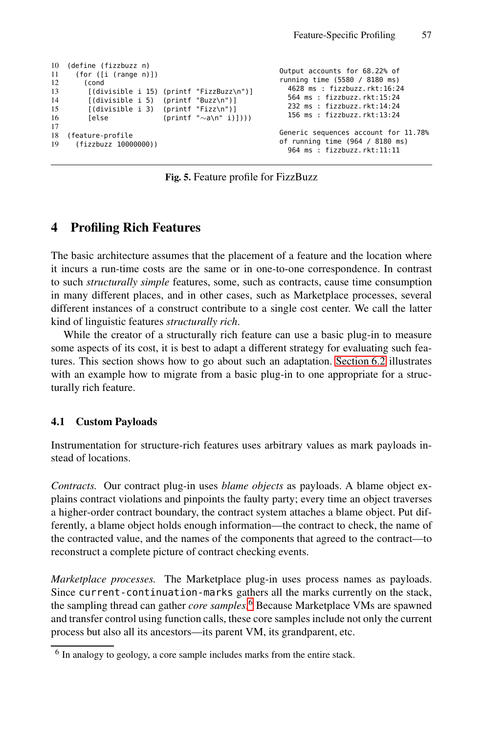```
10  (define (fizzbuzz n)
11    (for ([i (range n)])
12      (cond
13        [(divisible i 15) (printf "FizzBuzz\n")]
14        [(divisible i 5)  (printf "Buzz\n")]
15        [(divisible i 3)  (printf "Fizz\n")]
16        [else             (printf "~a\n" i)])))
17
18  (feature-profile
19    (fizzbuzz 10000000))
```

```
Output accounts for 68.22% of
running time (5580 / 8180 ms)
  4628 ms : fizzbuzz.rkt:16:24
   564 ms : fizzbuzz.rkt:15:24
   232 ms : fizzbuzz.rkt:14:24
   156 ms : fizzbuzz.rkt:13:24

Generic sequences account for 11.78%
of running time (964 / 8180 ms)
   964 ms : fizzbuzz.rkt:11:11
```

**Fig. 5.** Feature profile for FizzBuzz

## 4 Profiling Rich Features

The basic architecture assumes that the placement of a feature and the location where it incurs a run-time costs are the same or in one-to-one correspondence. In contrast to such *structurally simple* features, some, such as contracts, cause time consumption in many different places, and in other cases, such as Marketplace processes, several different instances of a construct contribute to a single cost center. We call the latter kind of linguistic features *structurally rich*.

While the creator of a structurally rich feature can use a basic plug-in to measure some aspects of its cost, it is best to adapt a different strategy for evaluating such features. This section shows how to go about such an adaptation. Section 6.2 illustrates with an example how to migrate from a basic plug-in to one appropriate for a structurally rich feature.

### 4.1 Custom Payloads

Instrumentation for structure-rich features uses arbitrary values as mark payloads instead of locations.

*Contracts.* Our contract plug-in uses *blame objects* as payloads. A blame object explains contract violations and pinpoints the faulty party; every time an object traverses a higher-order contract boundary, the contract system attaches a blame object. Put differently, a blame object holds enough information—the contract to check, the name of the contracted value, and the names of the components that agreed to the contract—to reconstruct a complete picture of contract checking events.

*Marketplace processes.* The Marketplace plug-in uses process names as payloads. Since `current-continuation-marks` gathers all the marks currently on the stack, the sampling thread can gather *core samples*.[6] Because Marketplace VMs are spawned and transfer control using function calls, these core samples include not only the current process but also all its ancestors—its parent VM, its grandparent, etc.

[6] In analogy to geology, a core sample includes marks from the entire stack.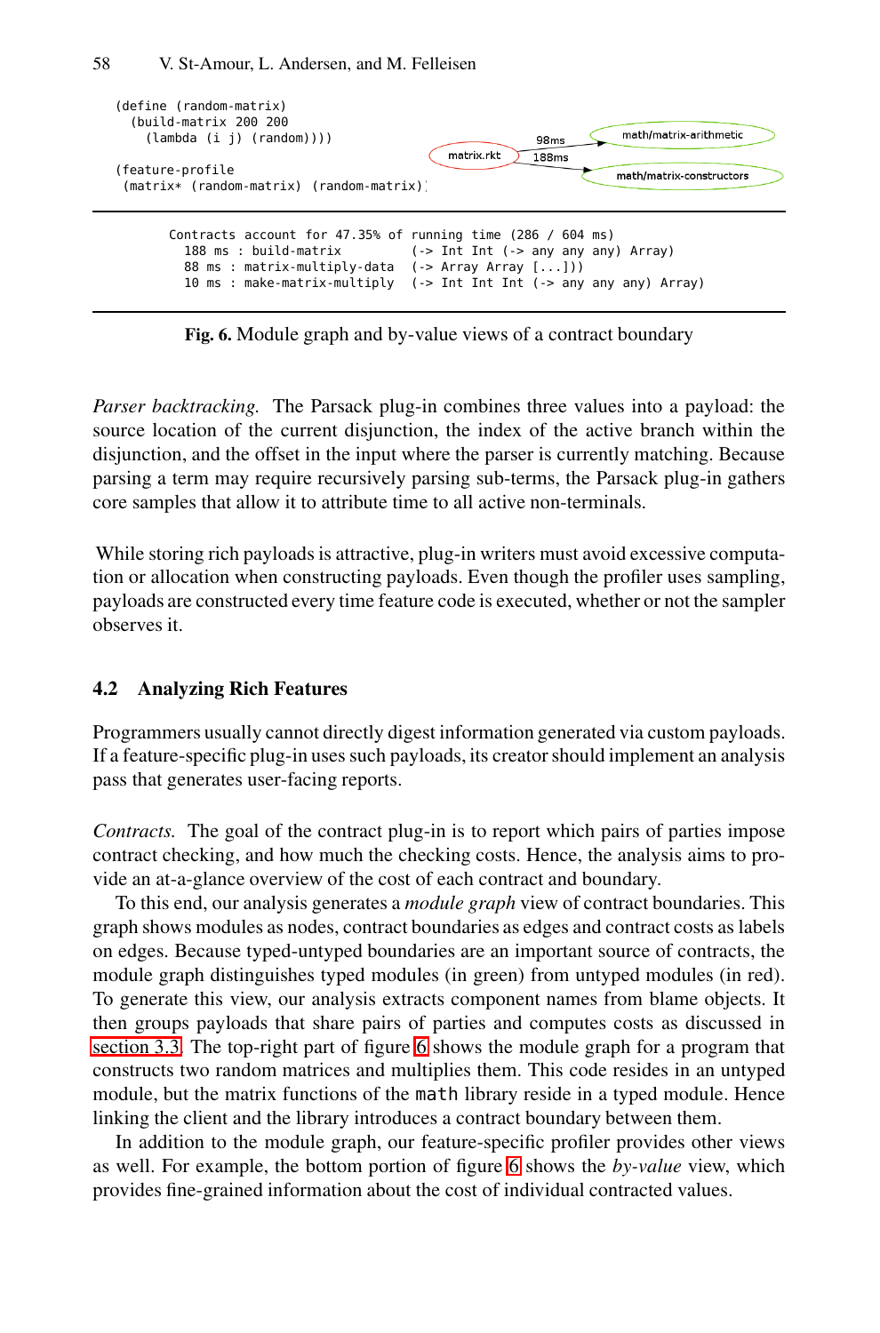```
(define (random-matrix)
  (build-matrix 200 200
    (lambda (i j) (random))))

(feature-profile
 (matrix* (random-matrix) (random-matrix)))
```

matrix.rkt

98ms

188ms

math/matrix-arithmetic

math/matrix-constructors

```
Contracts account for 47.35% of running time (286 / 604 ms)
  188 ms : build-matrix         (-> Int Int (-> any any any) Array)
  88 ms : matrix-multiply-data  (-> Array Array [...]))
  10 ms : make-matrix-multiply  (-> Int Int Int (-> any any any) Array)
```

**Fig. 6.** Module graph and by-value views of a contract boundary

*Parser backtracking.* The Parsack plug-in combines three values into a payload: the source location of the current disjunction, the index of the active branch within the disjunction, and the offset in the input where the parser is currently matching. Because parsing a term may require recursively parsing sub-terms, the Parsack plug-in gathers core samples that allow it to attribute time to all active non-terminals.

While storing rich payloads is attractive, plug-in writers must avoid excessive computation or allocation when constructing payloads. Even though the profiler uses sampling, payloads are constructed every time feature code is executed, whether or not the sampler observes it.

### 4.2 Analyzing Rich Features

Programmers usually cannot directly digest information generated via custom payloads. If a feature-specific plug-in uses such payloads, its creator should implement an analysis pass that generates user-facing reports.

*Contracts.* The goal of the contract plug-in is to report which pairs of parties impose contract checking, and how much the checking costs. Hence, the analysis aims to provide an at-a-glance overview of the cost of each contract and boundary.

To this end, our analysis generates a *module graph* view of contract boundaries. This graph shows modules as nodes, contract boundaries as edges and contract costs as labels on edges. Because typed-untyped boundaries are an important source of contracts, the module graph distinguishes typed modules (in green) from untyped modules (in red). To generate this view, our analysis extracts component names from blame objects. It then groups payloads that share pairs of parties and computes costs as discussed in section 3.3. The top-right part of figure 6 shows the module graph for a program that constructs two random matrices and multiplies them. This code resides in an untyped module, but the matrix functions of the `math` library reside in a typed module. Hence linking the client and the library introduces a contract boundary between them.

In addition to the module graph, our feature-specific profiler provides other views as well. For example, the bottom portion of figure 6 shows the *by-value* view, which provides fine-grained information about the cost of individual contracted values.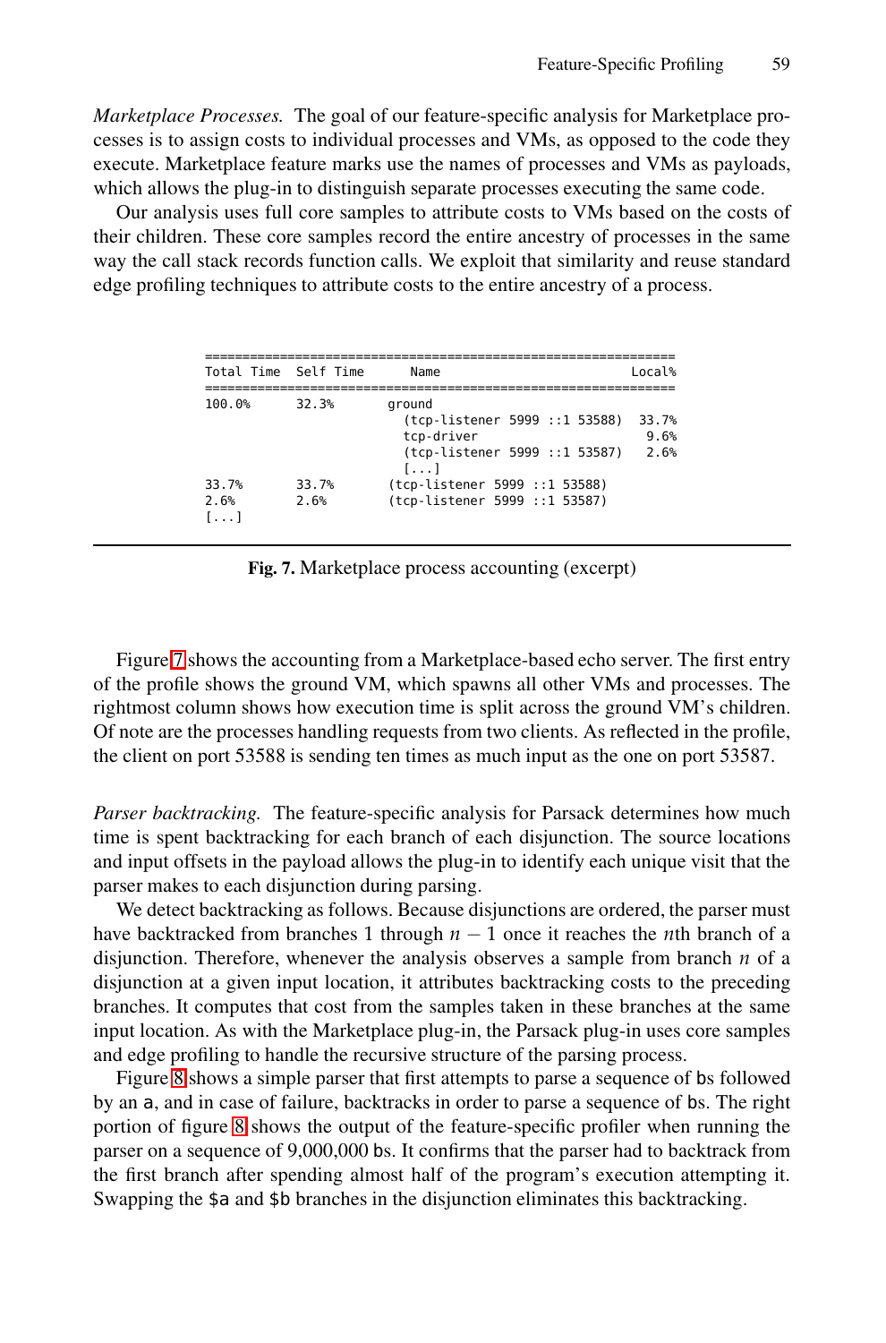*Marketplace Processes.* The goal of our feature-specific analysis for Marketplace processes is to assign costs to individual processes and VMs, as opposed to the code they execute. Marketplace feature marks use the names of processes and VMs as payloads, which allows the plug-in to distinguish separate processes executing the same code.

Our analysis uses full core samples to attribute costs to VMs based on the costs of their children. These core samples record the entire ancestry of processes in the same way the call stack records function calls. We exploit that similarity and reuse standard edge profiling techniques to attribute costs to the entire ancestry of a process.

```
=============================================================
Total Time  Self Time      Name                          Local%
=============================================================
100.0%      32.3%        ground
                           (tcp-listener 5999 ::1 53588)  33.7%
                           tcp-driver                      9.6%
                           (tcp-listener 5999 ::1 53587)   2.6%
                           [...]
33.7%       33.7%        (tcp-listener 5999 ::1 53588)
2.6%        2.6%         (tcp-listener 5999 ::1 53587)
[...]
```

**Fig. 7.** Marketplace process accounting (excerpt)

Figure 7 shows the accounting from a Marketplace-based echo server. The first entry of the profile shows the ground VM, which spawns all other VMs and processes. The rightmost column shows how execution time is split across the ground VM's children. Of note are the processes handling requests from two clients. As reflected in the profile, the client on port 53588 is sending ten times as much input as the one on port 53587.

*Parser backtracking.* The feature-specific analysis for Parsack determines how much time is spent backtracking for each branch of each disjunction. The source locations and input offsets in the payload allows the plug-in to identify each unique visit that the parser makes to each disjunction during parsing.

We detect backtracking as follows. Because disjunctions are ordered, the parser must have backtracked from branches 1 through $n-1$ once it reaches the $n$th branch of a disjunction. Therefore, whenever the analysis observes a sample from branch $n$ of a disjunction at a given input location, it attributes backtracking costs to the preceding branches. It computes that cost from the samples taken in these branches at the same input location. As with the Marketplace plug-in, the Parsack plug-in uses core samples and edge profiling to handle the recursive structure of the parsing process.

Figure 8 shows a simple parser that first attempts to parse a sequence of `b`s followed by an `a`, and in case of failure, backtracks in order to parse a sequence of `b`s. The right portion of figure 8 shows the output of the feature-specific profiler when running the parser on a sequence of 9,000,000 `b`s. It confirms that the parser had to backtrack from the first branch after spending almost half of the program's execution attempting it. Swapping the `$a` and `$b` branches in the disjunction eliminates this backtracking.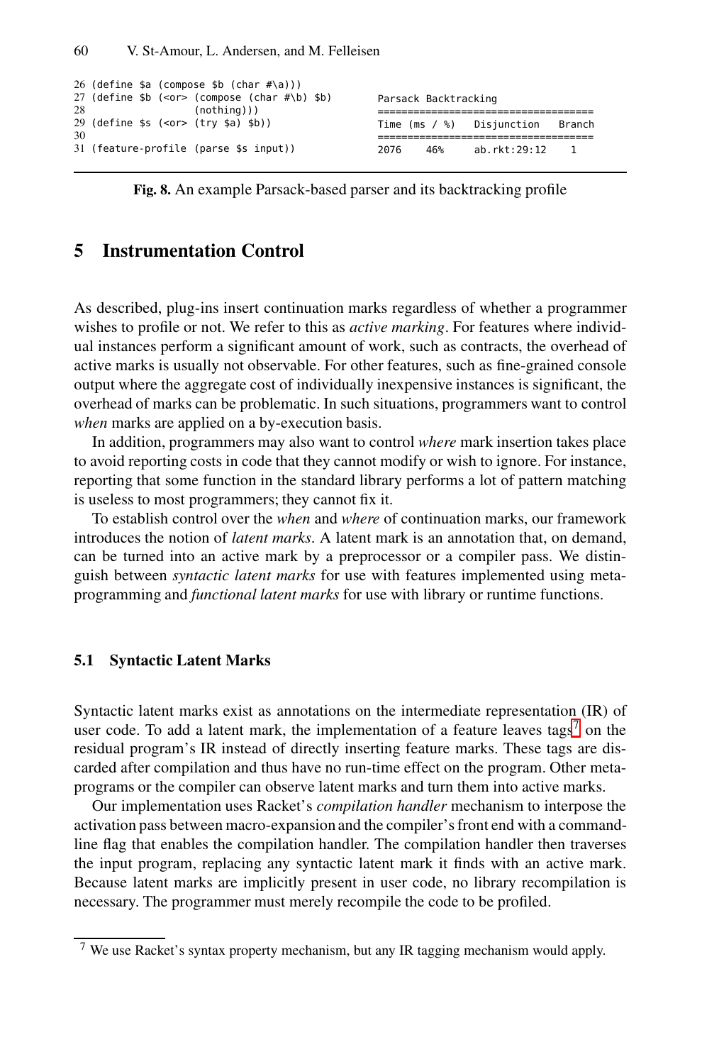```
26 (define $a (compose $b (char #\a)))
27 (define $b (<or> (compose (char #\b) $b)
28                  (nothing)))
29 (define $s (<or> (try $a) $b))
30
31 (feature-profile (parse $s input))
```

```
Parsack Backtracking
===================================
Time (ms / %)   Disjunction   Branch
===================================
2076    46%     ab.rkt:29:12    1
```

**Fig. 8.** An example Parsack-based parser and its backtracking profile

## 5 Instrumentation Control

As described, plug-ins insert continuation marks regardless of whether a programmer wishes to profile or not. We refer to this as *active marking*. For features where individual instances perform a significant amount of work, such as contracts, the overhead of active marks is usually not observable. For other features, such as fine-grained console output where the aggregate cost of individually inexpensive instances is significant, the overhead of marks can be problematic. In such situations, programmers want to control *when* marks are applied on a by-execution basis.

In addition, programmers may also want to control *where* mark insertion takes place to avoid reporting costs in code that they cannot modify or wish to ignore. For instance, reporting that some function in the standard library performs a lot of pattern matching is useless to most programmers; they cannot fix it.

To establish control over the *when* and *where* of continuation marks, our framework introduces the notion of *latent marks*. A latent mark is an annotation that, on demand, can be turned into an active mark by a preprocessor or a compiler pass. We distinguish between *syntactic latent marks* for use with features implemented using meta-programming and *functional latent marks* for use with library or runtime functions.

### 5.1 Syntactic Latent Marks

Syntactic latent marks exist as annotations on the intermediate representation (IR) of user code. To add a latent mark, the implementation of a feature leaves tags[7] on the residual program's IR instead of directly inserting feature marks. These tags are discarded after compilation and thus have no run-time effect on the program. Other meta-programs or the compiler can observe latent marks and turn them into active marks.

Our implementation uses Racket's *compilation handler* mechanism to interpose the activation pass between macro-expansion and the compiler's front end with a command-line flag that enables the compilation handler. The compilation handler then traverses the input program, replacing any syntactic latent mark it finds with an active mark. Because latent marks are implicitly present in user code, no library recompilation is necessary. The programmer must merely recompile the code to be profiled.

[7] We use Racket's syntax property mechanism, but any IR tagging mechanism would apply.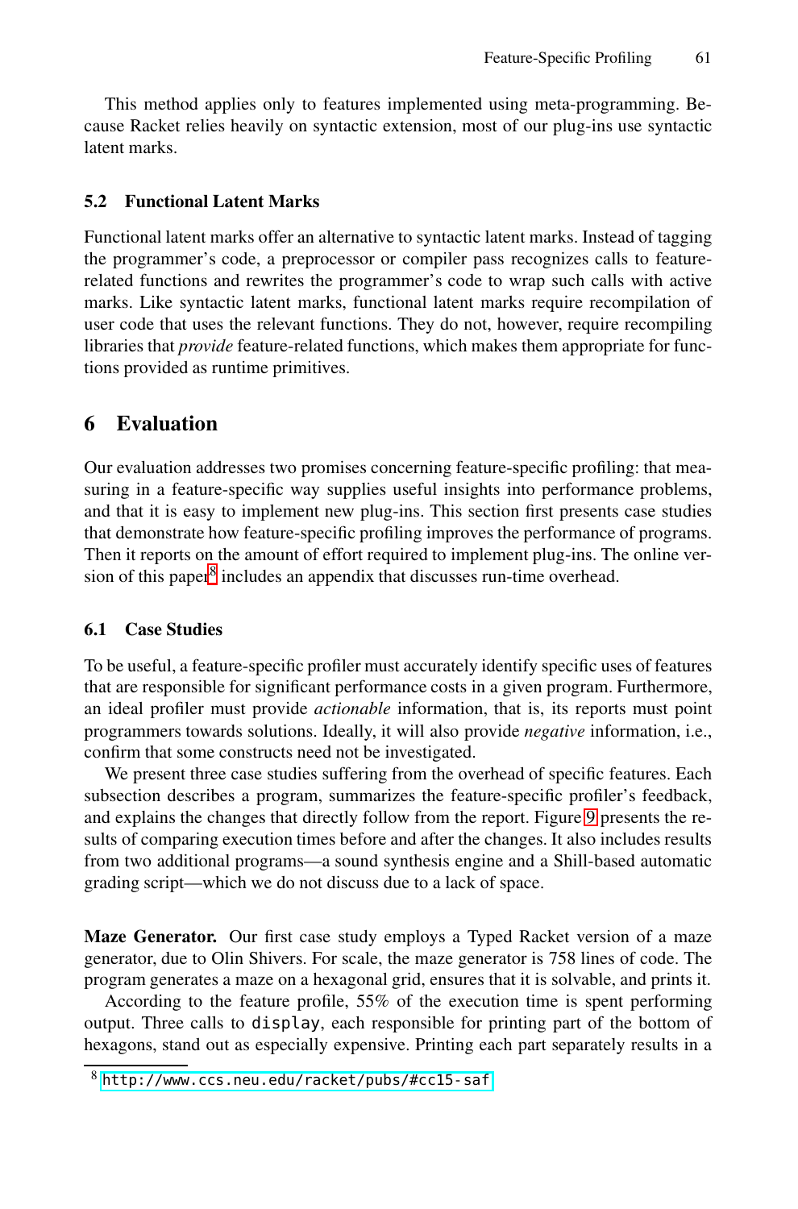This method applies only to features implemented using meta-programming. Because Racket relies heavily on syntactic extension, most of our plug-ins use syntactic latent marks.

### 5.2 Functional Latent Marks

Functional latent marks offer an alternative to syntactic latent marks. Instead of tagging the programmer's code, a preprocessor or compiler pass recognizes calls to feature-related functions and rewrites the programmer's code to wrap such calls with active marks. Like syntactic latent marks, functional latent marks require recompilation of user code that uses the relevant functions. They do not, however, require recompiling libraries that *provide* feature-related functions, which makes them appropriate for functions provided as runtime primitives.

## 6 Evaluation

Our evaluation addresses two promises concerning feature-specific profiling: that measuring in a feature-specific way supplies useful insights into performance problems, and that it is easy to implement new plug-ins. This section first presents case studies that demonstrate how feature-specific profiling improves the performance of programs. Then it reports on the amount of effort required to implement plug-ins. The online version of this paper[8] includes an appendix that discusses run-time overhead.

### 6.1 Case Studies

To be useful, a feature-specific profiler must accurately identify specific uses of features that are responsible for significant performance costs in a given program. Furthermore, an ideal profiler must provide *actionable* information, that is, its reports must point programmers towards solutions. Ideally, it will also provide *negative* information, i.e., confirm that some constructs need not be investigated.

We present three case studies suffering from the overhead of specific features. Each subsection describes a program, summarizes the feature-specific profiler's feedback, and explains the changes that directly follow from the report. Figure 9 presents the results of comparing execution times before and after the changes. It also includes results from two additional programs—a sound synthesis engine and a Shill-based automatic grading script—which we do not discuss due to a lack of space.

**Maze Generator.** Our first case study employs a Typed Racket version of a maze generator, due to Olin Shivers. For scale, the maze generator is 758 lines of code. The program generates a maze on a hexagonal grid, ensures that it is solvable, and prints it.

According to the feature profile, 55% of the execution time is spent performing output. Three calls to `display`, each responsible for printing part of the bottom of hexagons, stand out as especially expensive. Printing each part separately results in a

[8] http://www.ccs.neu.edu/racket/pubs/#cc15-saf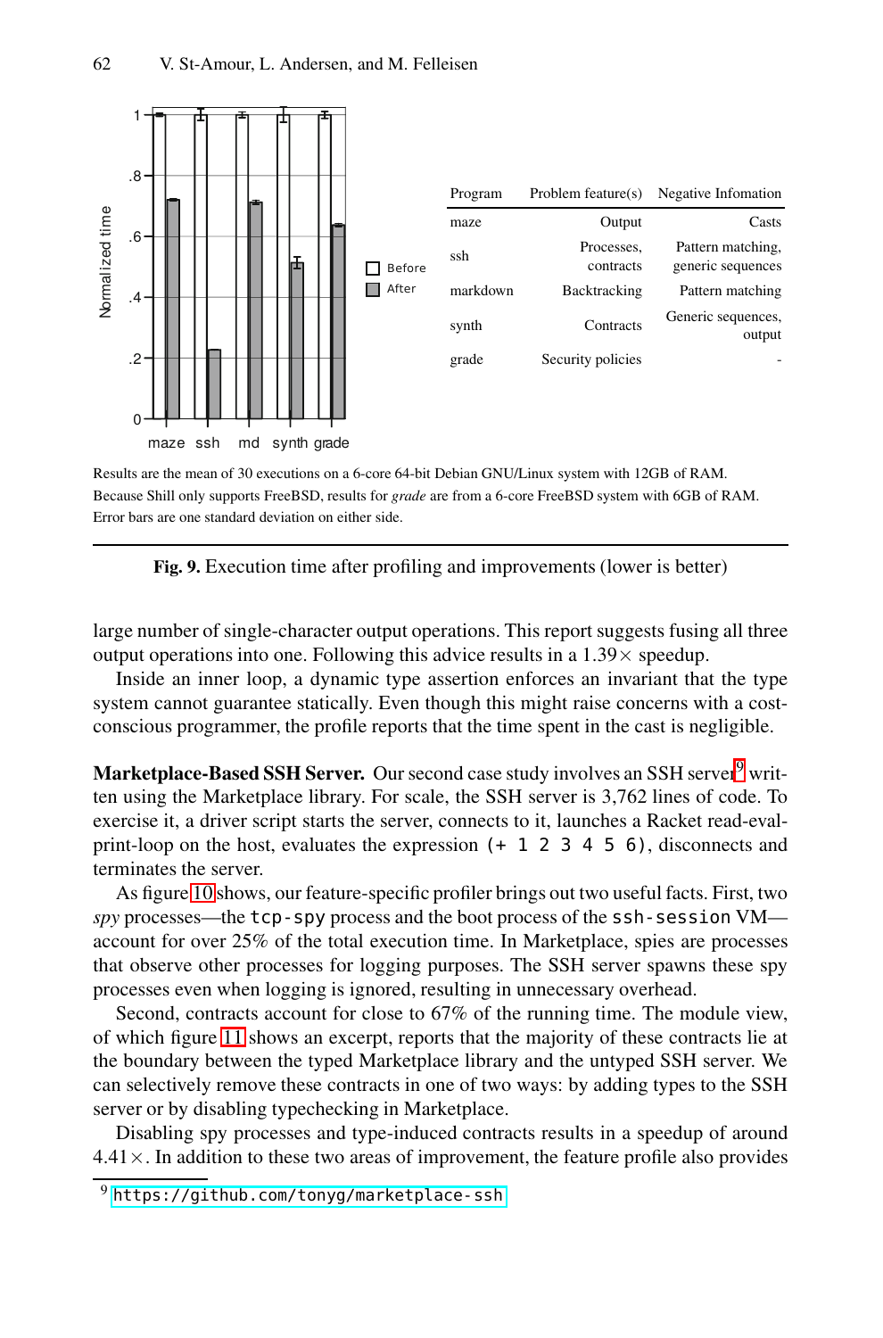| Program | Problem feature(s) | Negative Infomation |
|---|---|---|
| maze | Output | Casts |
| ssh | Processes, contracts | Pattern matching, generic sequences |
| markdown | Backtracking | Pattern matching |
| synth | Contracts | Generic sequences, output |
| grade | Security policies | - |

Results are the mean of 30 executions on a 6-core 64-bit Debian GNU/Linux system with 12GB of RAM. Because Shill only supports FreeBSD, results for *grade* are from a 6-core FreeBSD system with 6GB of RAM. Error bars are one standard deviation on either side.

**Fig. 9.** Execution time after profiling and improvements (lower is better)

large number of single-character output operations. This report suggests fusing all three output operations into one. Following this advice results in a 1.39× speedup.

Inside an inner loop, a dynamic type assertion enforces an invariant that the type system cannot guarantee statically. Even though this might raise concerns with a cost-conscious programmer, the profile reports that the time spent in the cast is negligible.

**Marketplace-Based SSH Server.** Our second case study involves an SSH server[9] written using the Marketplace library. For scale, the SSH server is 3,762 lines of code. To exercise it, a driver script starts the server, connects to it, launches a Racket read-eval-print-loop on the host, evaluates the expression `(+ 1 2 3 4 5 6)`, disconnects and terminates the server.

As figure 10 shows, our feature-specific profiler brings out two useful facts. First, two *spy* processes—the `tcp-spy` process and the boot process of the `ssh-session` VM—account for over 25% of the total execution time. In Marketplace, spies are processes that observe other processes for logging purposes. The SSH server spawns these spy processes even when logging is ignored, resulting in unnecessary overhead.

Second, contracts account for close to 67% of the running time. The module view, of which figure 11 shows an excerpt, reports that the majority of these contracts lie at the boundary between the typed Marketplace library and the untyped SSH server. We can selectively remove these contracts in one of two ways: by adding types to the SSH server or by disabling typechecking in Marketplace.

Disabling spy processes and type-induced contracts results in a speedup of around 4.41×. In addition to these two areas of improvement, the feature profile also provides

[9] https://github.com/tonyg/marketplace-ssh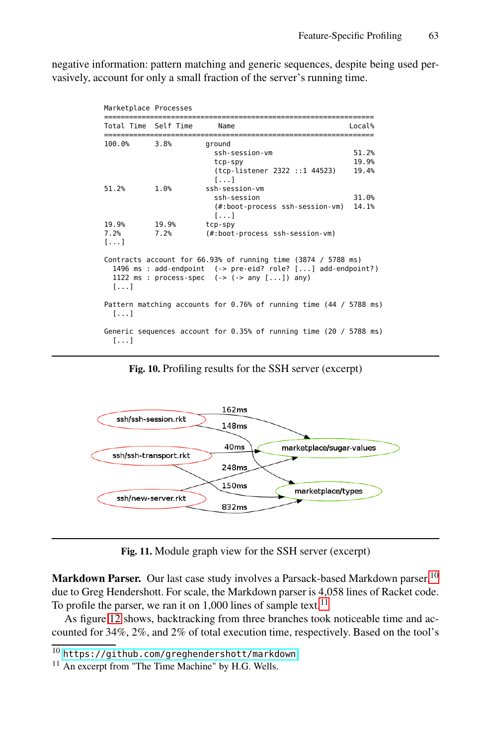negative information: pattern matching and generic sequences, despite being used pervasively, account for only a small fraction of the server's running time.

```
Marketplace Processes
===============================================================
Total Time  Self Time      Name                           Local%
===============================================================
100.0%      3.8%         ground
                           ssh-session-vm                  51.2%
                           tcp-spy                         19.9%
                           (tcp-listener 2322 ::1 44523)   19.4%
                           [...]
51.2%       1.0%         ssh-session-vm
                           ssh-session                     31.0%
                           (#:boot-process ssh-session-vm) 14.1%
                           [...]
19.9%       19.9%        tcp-spy
7.2%        7.2%         (#:boot-process ssh-session-vm)
[...]

Contracts account for 66.93% of running time (3874 / 5788 ms)
  1496 ms : add-endpoint  (-> pre-eid? role? [...] add-endpoint?)
  1122 ms : process-spec  (-> (-> any [...]) any)
  [...]

Pattern matching accounts for 0.76% of running time (44 / 5788 ms)
  [...]

Generic sequences account for 0.35% of running time (20 / 5788 ms)
  [...]
```

**Fig. 10.** Profiling results for the SSH server (excerpt)

**Fig. 11.** Module graph view for the SSH server (excerpt)

**Markdown Parser.** Our last case study involves a Parsack-based Markdown parser[10] due to Greg Hendershott. For scale, the Markdown parser is 4,058 lines of Racket code. To profile the parser, we ran it on 1,000 lines of sample text.[11]

As figure 12 shows, backtracking from three branches took noticeable time and accounted for 34%, 2%, and 2% of total execution time, respectively. Based on the tool's

---

[10] https://github.com/greghendershott/markdown

[11] An excerpt from "The Time Machine" by H.G. Wells.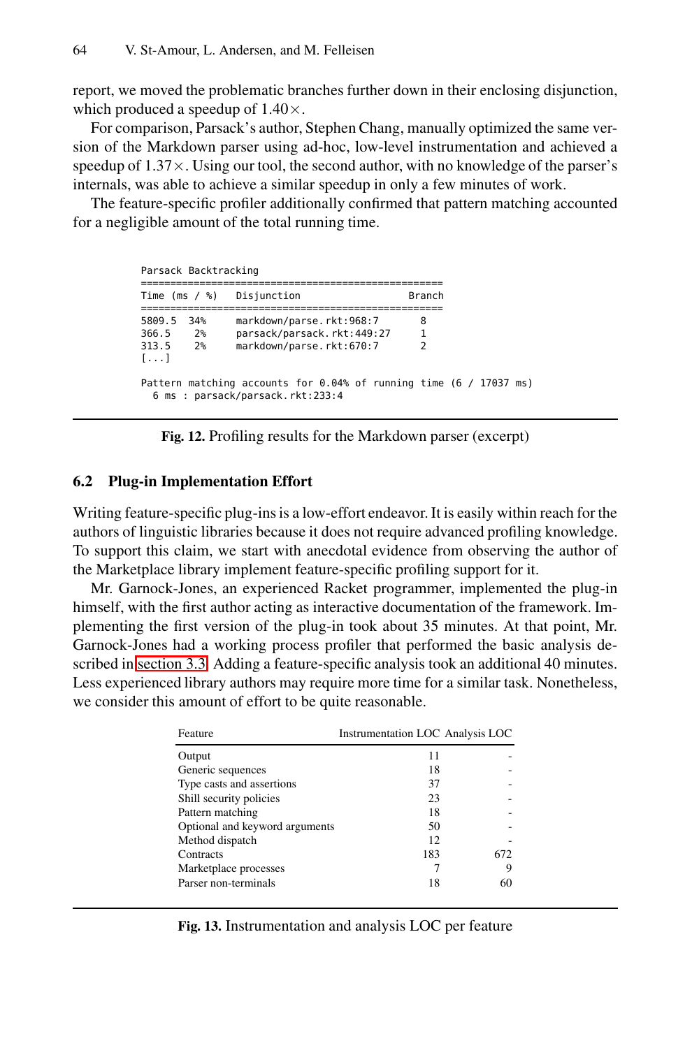report, we moved the problematic branches further down in their enclosing disjunction, which produced a speedup of 1.40×.

For comparison, Parsack's author, Stephen Chang, manually optimized the same version of the Markdown parser using ad-hoc, low-level instrumentation and achieved a speedup of 1.37×. Using our tool, the second author, with no knowledge of the parser's internals, was able to achieve a similar speedup in only a few minutes of work.

The feature-specific profiler additionally confirmed that pattern matching accounted for a negligible amount of the total running time.

```
Parsack Backtracking
=================================================
Time (ms / %)   Disjunction                 Branch
=================================================
5809.5  34%     markdown/parse.rkt:968:7      8
366.5    2%     parsack/parsack.rkt:449:27    1
313.5    2%     markdown/parse.rkt:670:7      2
[...]

Pattern matching accounts for 0.04% of running time (6 / 17037 ms)
  6 ms : parsack/parsack.rkt:233:4
```

**Fig. 12.** Profiling results for the Markdown parser (excerpt)

### 6.2 Plug-in Implementation Effort

Writing feature-specific plug-ins is a low-effort endeavor. It is easily within reach for the authors of linguistic libraries because it does not require advanced profiling knowledge. To support this claim, we start with anecdotal evidence from observing the author of the Marketplace library implement feature-specific profiling support for it.

Mr. Garnock-Jones, an experienced Racket programmer, implemented the plug-in himself, with the first author acting as interactive documentation of the framework. Implementing the first version of the plug-in took about 35 minutes. At that point, Mr. Garnock-Jones had a working process profiler that performed the basic analysis described in section 3.3. Adding a feature-specific analysis took an additional 40 minutes. Less experienced library authors may require more time for a similar task. Nonetheless, we consider this amount of effort to be quite reasonable.

| Feature | Instrumentation LOC | Analysis LOC |
|---|---|---|
| Output | 11 | - |
| Generic sequences | 18 | - |
| Type casts and assertions | 37 | - |
| Shill security policies | 23 | - |
| Pattern matching | 18 | - |
| Optional and keyword arguments | 50 | - |
| Method dispatch | 12 | - |
| Contracts | 183 | 672 |
| Marketplace processes | 7 | 9 |
| Parser non-terminals | 18 | 60 |

**Fig. 13.** Instrumentation and analysis LOC per feature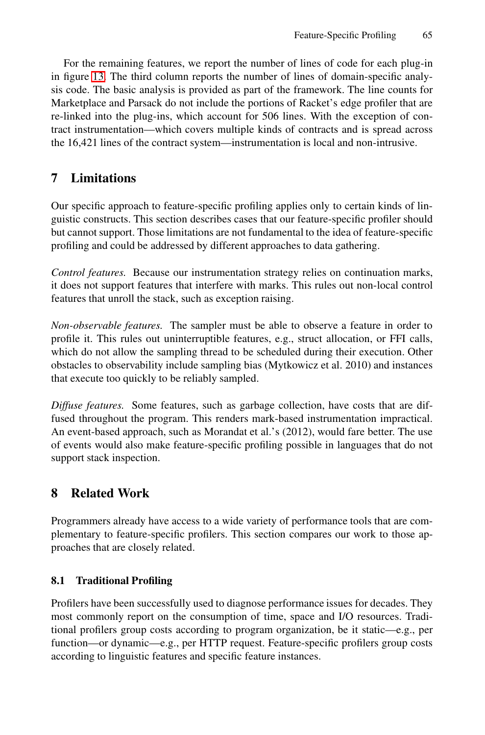For the remaining features, we report the number of lines of code for each plug-in in figure 13. The third column reports the number of lines of domain-specific analysis code. The basic analysis is provided as part of the framework. The line counts for Marketplace and Parsack do not include the portions of Racket's edge profiler that are re-linked into the plug-ins, which account for 506 lines. With the exception of contract instrumentation—which covers multiple kinds of contracts and is spread across the 16,421 lines of the contract system—instrumentation is local and non-intrusive.

## 7 Limitations

Our specific approach to feature-specific profiling applies only to certain kinds of linguistic constructs. This section describes cases that our feature-specific profiler should but cannot support. Those limitations are not fundamental to the idea of feature-specific profiling and could be addressed by different approaches to data gathering.

*Control features.* Because our instrumentation strategy relies on continuation marks, it does not support features that interfere with marks. This rules out non-local control features that unroll the stack, such as exception raising.

*Non-observable features.* The sampler must be able to observe a feature in order to profile it. This rules out uninterruptible features, e.g., struct allocation, or FFI calls, which do not allow the sampling thread to be scheduled during their execution. Other obstacles to observability include sampling bias (Mytkowicz et al. 2010) and instances that execute too quickly to be reliably sampled.

*Diffuse features.* Some features, such as garbage collection, have costs that are diffused throughout the program. This renders mark-based instrumentation impractical. An event-based approach, such as Morandat et al.'s (2012), would fare better. The use of events would also make feature-specific profiling possible in languages that do not support stack inspection.

## 8 Related Work

Programmers already have access to a wide variety of performance tools that are complementary to feature-specific profilers. This section compares our work to those approaches that are closely related.

### 8.1 Traditional Profiling

Profilers have been successfully used to diagnose performance issues for decades. They most commonly report on the consumption of time, space and I/O resources. Traditional profilers group costs according to program organization, be it static—e.g., per function—or dynamic—e.g., per HTTP request. Feature-specific profilers group costs according to linguistic features and specific feature instances.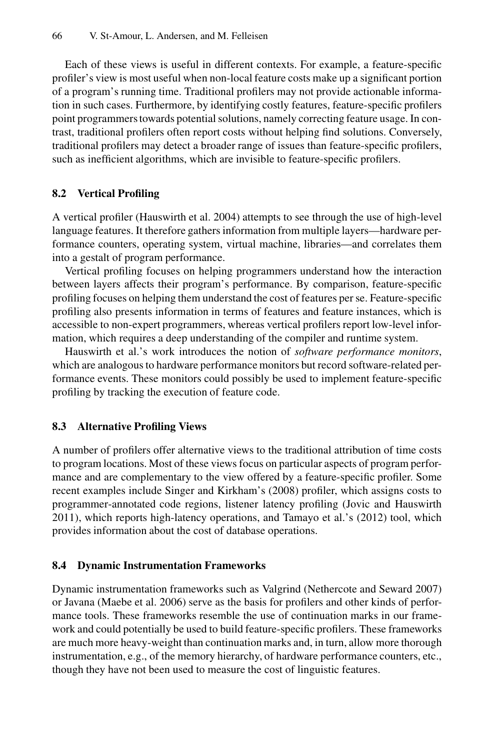Each of these views is useful in different contexts. For example, a feature-specific profiler's view is most useful when non-local feature costs make up a significant portion of a program's running time. Traditional profilers may not provide actionable information in such cases. Furthermore, by identifying costly features, feature-specific profilers point programmers towards potential solutions, namely correcting feature usage. In contrast, traditional profilers often report costs without helping find solutions. Conversely, traditional profilers may detect a broader range of issues than feature-specific profilers, such as inefficient algorithms, which are invisible to feature-specific profilers.

### 8.2 Vertical Profiling

A vertical profiler (Hauswirth et al. 2004) attempts to see through the use of high-level language features. It therefore gathers information from multiple layers—hardware performance counters, operating system, virtual machine, libraries—and correlates them into a gestalt of program performance.

Vertical profiling focuses on helping programmers understand how the interaction between layers affects their program's performance. By comparison, feature-specific profiling focuses on helping them understand the cost of features per se. Feature-specific profiling also presents information in terms of features and feature instances, which is accessible to non-expert programmers, whereas vertical profilers report low-level information, which requires a deep understanding of the compiler and runtime system.

Hauswirth et al.'s work introduces the notion of *software performance monitors*, which are analogous to hardware performance monitors but record software-related performance events. These monitors could possibly be used to implement feature-specific profiling by tracking the execution of feature code.

### 8.3 Alternative Profiling Views

A number of profilers offer alternative views to the traditional attribution of time costs to program locations. Most of these views focus on particular aspects of program performance and are complementary to the view offered by a feature-specific profiler. Some recent examples include Singer and Kirkham's (2008) profiler, which assigns costs to programmer-annotated code regions, listener latency profiling (Jovic and Hauswirth 2011), which reports high-latency operations, and Tamayo et al.'s (2012) tool, which provides information about the cost of database operations.

### 8.4 Dynamic Instrumentation Frameworks

Dynamic instrumentation frameworks such as Valgrind (Nethercote and Seward 2007) or Javana (Maebe et al. 2006) serve as the basis for profilers and other kinds of performance tools. These frameworks resemble the use of continuation marks in our framework and could potentially be used to build feature-specific profilers. These frameworks are much more heavy-weight than continuation marks and, in turn, allow more thorough instrumentation, e.g., of the memory hierarchy, of hardware performance counters, etc., though they have not been used to measure the cost of linguistic features.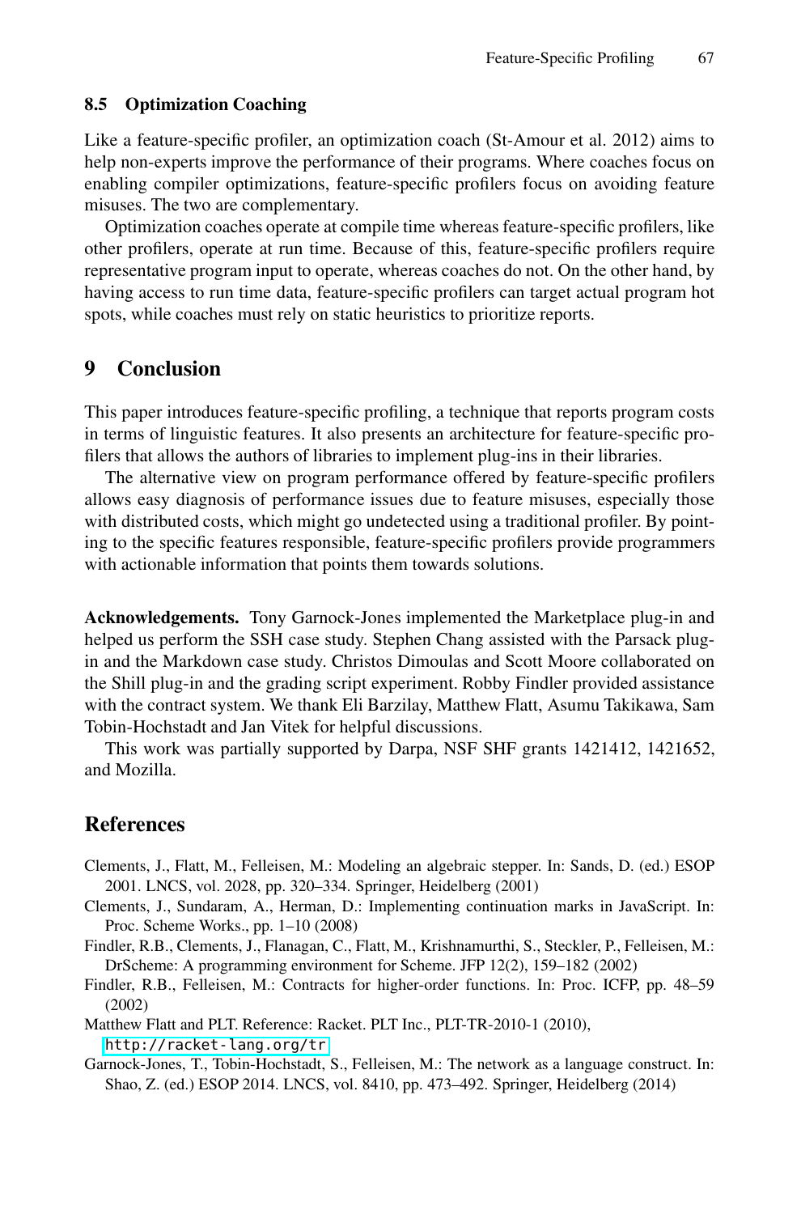### 8.5 Optimization Coaching

Like a feature-specific profiler, an optimization coach (St-Amour et al. 2012) aims to help non-experts improve the performance of their programs. Where coaches focus on enabling compiler optimizations, feature-specific profilers focus on avoiding feature misuses. The two are complementary.

Optimization coaches operate at compile time whereas feature-specific profilers, like other profilers, operate at run time. Because of this, feature-specific profilers require representative program input to operate, whereas coaches do not. On the other hand, by having access to run time data, feature-specific profilers can target actual program hot spots, while coaches must rely on static heuristics to prioritize reports.

## 9 Conclusion

This paper introduces feature-specific profiling, a technique that reports program costs in terms of linguistic features. It also presents an architecture for feature-specific profilers that allows the authors of libraries to implement plug-ins in their libraries.

The alternative view on program performance offered by feature-specific profilers allows easy diagnosis of performance issues due to feature misuses, especially those with distributed costs, which might go undetected using a traditional profiler. By pointing to the specific features responsible, feature-specific profilers provide programmers with actionable information that points them towards solutions.

**Acknowledgements.** Tony Garnock-Jones implemented the Marketplace plug-in and helped us perform the SSH case study. Stephen Chang assisted with the Parsack plug-in and the Markdown case study. Christos Dimoulas and Scott Moore collaborated on the Shill plug-in and the grading script experiment. Robby Findler provided assistance with the contract system. We thank Eli Barzilay, Matthew Flatt, Asumu Takikawa, Sam Tobin-Hochstadt and Jan Vitek for helpful discussions.

This work was partially supported by Darpa, NSF SHF grants 1421412, 1421652, and Mozilla.

## References

Clements, J., Flatt, M., Felleisen, M.: Modeling an algebraic stepper. In: Sands, D. (ed.) ESOP 2001. LNCS, vol. 2028, pp. 320–334. Springer, Heidelberg (2001)

Clements, J., Sundaram, A., Herman, D.: Implementing continuation marks in JavaScript. In: Proc. Scheme Works., pp. 1–10 (2008)

Findler, R.B., Clements, J., Flanagan, C., Flatt, M., Krishnamurthi, S., Steckler, P., Felleisen, M.: DrScheme: A programming environment for Scheme. JFP 12(2), 159–182 (2002)

Findler, R.B., Felleisen, M.: Contracts for higher-order functions. In: Proc. ICFP, pp. 48–59 (2002)

Matthew Flatt and PLT. Reference: Racket. PLT Inc., PLT-TR-2010-1 (2010), http://racket-lang.org/tr

Garnock-Jones, T., Tobin-Hochstadt, S., Felleisen, M.: The network as a language construct. In: Shao, Z. (ed.) ESOP 2014. LNCS, vol. 8410, pp. 473–492. Springer, Heidelberg (2014)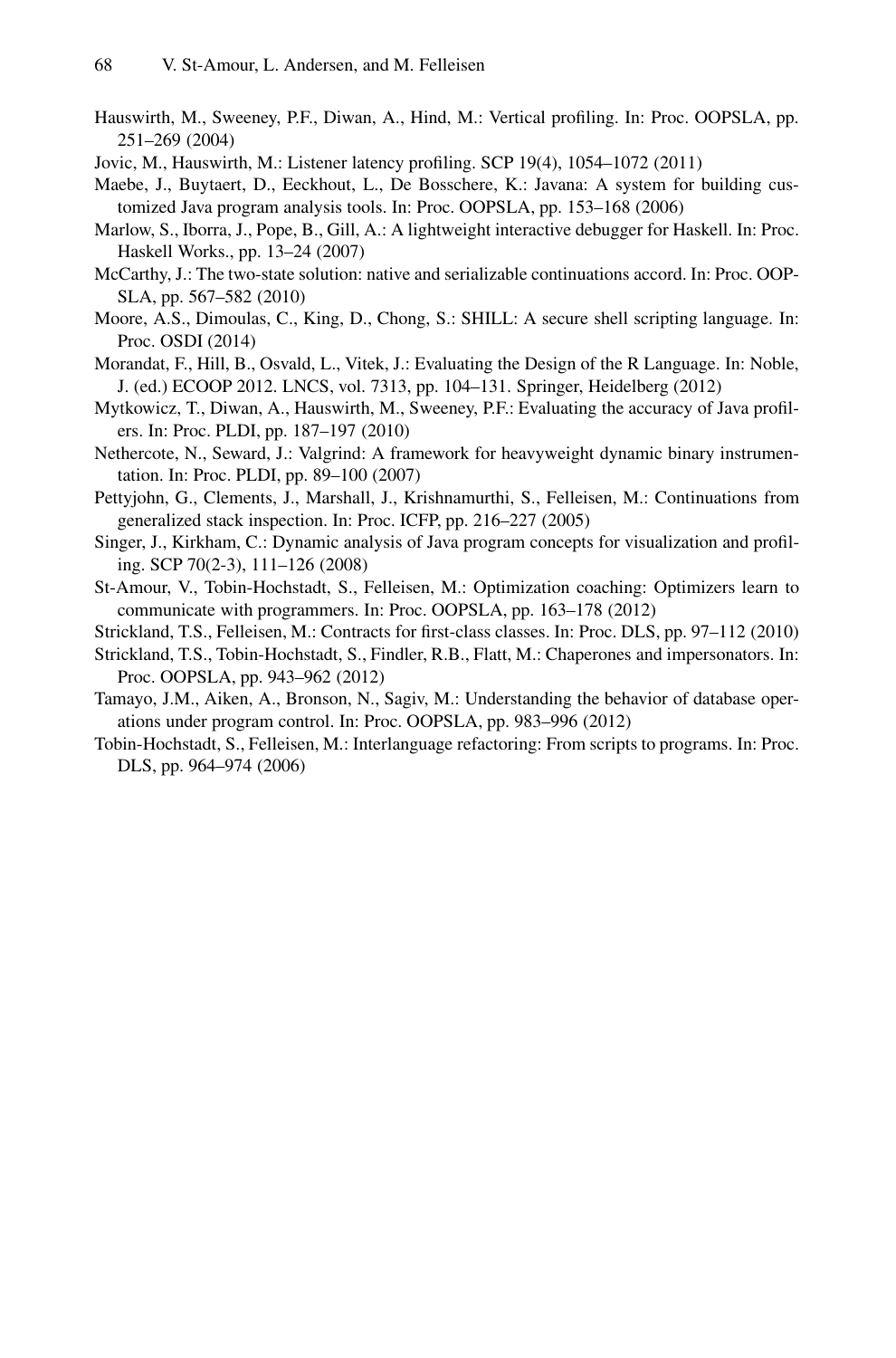Hauswirth, M., Sweeney, P.F., Diwan, A., Hind, M.: Vertical profiling. In: Proc. OOPSLA, pp. 251–269 (2004)

Jovic, M., Hauswirth, M.: Listener latency profiling. SCP 19(4), 1054–1072 (2011)

Maebe, J., Buytaert, D., Eeckhout, L., De Bosschere, K.: Javana: A system for building customized Java program analysis tools. In: Proc. OOPSLA, pp. 153–168 (2006)

Marlow, S., Iborra, J., Pope, B., Gill, A.: A lightweight interactive debugger for Haskell. In: Proc. Haskell Works., pp. 13–24 (2007)

McCarthy, J.: The two-state solution: native and serializable continuations accord. In: Proc. OOPSLA, pp. 567–582 (2010)

Moore, A.S., Dimoulas, C., King, D., Chong, S.: SHILL: A secure shell scripting language. In: Proc. OSDI (2014)

Morandat, F., Hill, B., Osvald, L., Vitek, J.: Evaluating the Design of the R Language. In: Noble, J. (ed.) ECOOP 2012. LNCS, vol. 7313, pp. 104–131. Springer, Heidelberg (2012)

Mytkowicz, T., Diwan, A., Hauswirth, M., Sweeney, P.F.: Evaluating the accuracy of Java profilers. In: Proc. PLDI, pp. 187–197 (2010)

Nethercote, N., Seward, J.: Valgrind: A framework for heavyweight dynamic binary instrumentation. In: Proc. PLDI, pp. 89–100 (2007)

Pettyjohn, G., Clements, J., Marshall, J., Krishnamurthi, S., Felleisen, M.: Continuations from generalized stack inspection. In: Proc. ICFP, pp. 216–227 (2005)

Singer, J., Kirkham, C.: Dynamic analysis of Java program concepts for visualization and profiling. SCP 70(2-3), 111–126 (2008)

St-Amour, V., Tobin-Hochstadt, S., Felleisen, M.: Optimization coaching: Optimizers learn to communicate with programmers. In: Proc. OOPSLA, pp. 163–178 (2012)

Strickland, T.S., Felleisen, M.: Contracts for first-class classes. In: Proc. DLS, pp. 97–112 (2010)

Strickland, T.S., Tobin-Hochstadt, S., Findler, R.B., Flatt, M.: Chaperones and impersonators. In: Proc. OOPSLA, pp. 943–962 (2012)

Tamayo, J.M., Aiken, A., Bronson, N., Sagiv, M.: Understanding the behavior of database operations under program control. In: Proc. OOPSLA, pp. 983–996 (2012)

Tobin-Hochstadt, S., Felleisen, M.: Interlanguage refactoring: From scripts to programs. In: Proc. DLS, pp. 964–974 (2006)